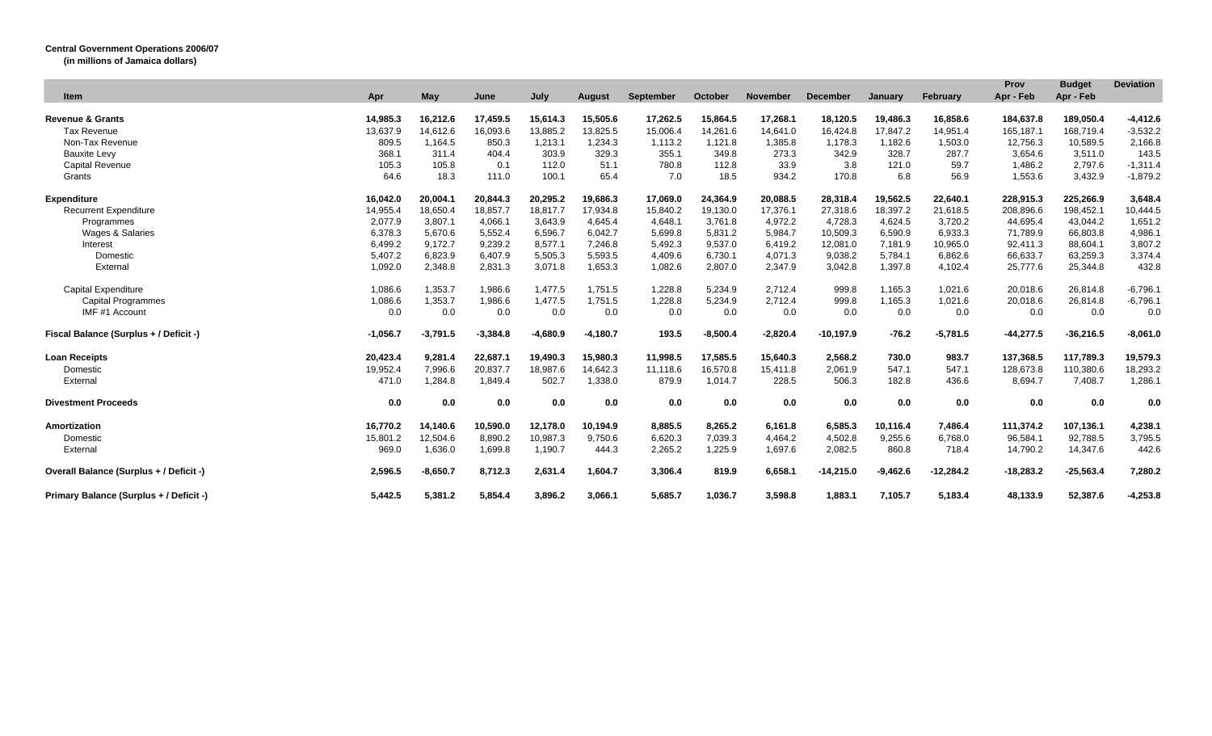**Central Government Operations 2006/07**
**(in millions of Jamaica dollars)**

| Item | Apr | May | June | July | August | September | October | November | December | January | February | Prov Apr - Feb | Budget Apr - Feb | Deviation |
|---|---|---|---|---|---|---|---|---|---|---|---|---|---|---|
| **Revenue & Grants** | **14,985.3** | **16,212.6** | **17,459.5** | **15,614.3** | **15,505.6** | **17,262.5** | **15,864.5** | **17,268.1** | **18,120.5** | **19,486.3** | **16,858.6** | **184,637.8** | **189,050.4** | **-4,412.6** |
| Tax Revenue | 13,637.9 | 14,612.6 | 16,093.6 | 13,885.2 | 13,825.5 | 15,006.4 | 14,261.6 | 14,641.0 | 16,424.8 | 17,847.2 | 14,951.4 | 165,187.1 | 168,719.4 | -3,532.2 |
| Non-Tax Revenue | 809.5 | 1,164.5 | 850.3 | 1,213.1 | 1,234.3 | 1,113.2 | 1,121.8 | 1,385.8 | 1,178.3 | 1,182.6 | 1,503.0 | 12,756.3 | 10,589.5 | 2,166.8 |
| Bauxite Levy | 368.1 | 311.4 | 404.4 | 303.9 | 329.3 | 355.1 | 349.8 | 273.3 | 342.9 | 328.7 | 287.7 | 3,654.6 | 3,511.0 | 143.5 |
| Capital Revenue | 105.3 | 105.8 | 0.1 | 112.0 | 51.1 | 780.8 | 112.8 | 33.9 | 3.8 | 121.0 | 59.7 | 1,486.2 | 2,797.6 | -1,311.4 |
| Grants | 64.6 | 18.3 | 111.0 | 100.1 | 65.4 | 7.0 | 18.5 | 934.2 | 170.8 | 6.8 | 56.9 | 1,553.6 | 3,432.9 | -1,879.2 |
| **Expenditure** | **16,042.0** | **20,004.1** | **20,844.3** | **20,295.2** | **19,686.3** | **17,069.0** | **24,364.9** | **20,088.5** | **28,318.4** | **19,562.5** | **22,640.1** | **228,915.3** | **225,266.9** | **3,648.4** |
| Recurrent Expenditure | 14,955.4 | 18,650.4 | 18,857.7 | 18,817.7 | 17,934.8 | 15,840.2 | 19,130.0 | 17,376.1 | 27,318.6 | 18,397.2 | 21,618.5 | 208,896.6 | 198,452.1 | 10,444.5 |
| Programmes | 2,077.9 | 3,807.1 | 4,066.1 | 3,643.9 | 4,645.4 | 4,648.1 | 3,761.8 | 4,972.2 | 4,728.3 | 4,624.5 | 3,720.2 | 44,695.4 | 43,044.2 | 1,651.2 |
| Wages & Salaries | 6,378.3 | 5,670.6 | 5,552.4 | 6,596.7 | 6,042.7 | 5,699.8 | 5,831.2 | 5,984.7 | 10,509.3 | 6,590.9 | 6,933.3 | 71,789.9 | 66,803.8 | 4,986.1 |
| Interest | 6,499.2 | 9,172.7 | 9,239.2 | 8,577.1 | 7,246.8 | 5,492.3 | 9,537.0 | 6,419.2 | 12,081.0 | 7,181.9 | 10,965.0 | 92,411.3 | 88,604.1 | 3,807.2 |
| Domestic | 5,407.2 | 6,823.9 | 6,407.9 | 5,505.3 | 5,593.5 | 4,409.6 | 6,730.1 | 4,071.3 | 9,038.2 | 5,784.1 | 6,862.6 | 66,633.7 | 63,259.3 | 3,374.4 |
| External | 1,092.0 | 2,348.8 | 2,831.3 | 3,071.8 | 1,653.3 | 1,082.6 | 2,807.0 | 2,347.9 | 3,042.8 | 1,397.8 | 4,102.4 | 25,777.6 | 25,344.8 | 432.8 |
| Capital Expenditure | 1,086.6 | 1,353.7 | 1,986.6 | 1,477.5 | 1,751.5 | 1,228.8 | 5,234.9 | 2,712.4 | 999.8 | 1,165.3 | 1,021.6 | 20,018.6 | 26,814.8 | -6,796.1 |
| Capital Programmes | 1,086.6 | 1,353.7 | 1,986.6 | 1,477.5 | 1,751.5 | 1,228.8 | 5,234.9 | 2,712.4 | 999.8 | 1,165.3 | 1,021.6 | 20,018.6 | 26,814.8 | -6,796.1 |
| IMF #1 Account | 0.0 | 0.0 | 0.0 | 0.0 | 0.0 | 0.0 | 0.0 | 0.0 | 0.0 | 0.0 | 0.0 | 0.0 | 0.0 | 0.0 |
| **Fiscal Balance (Surplus + / Deficit -)** | **-1,056.7** | **-3,791.5** | **-3,384.8** | **-4,680.9** | **-4,180.7** | **193.5** | **-8,500.4** | **-2,820.4** | **-10,197.9** | **-76.2** | **-5,781.5** | **-44,277.5** | **-36,216.5** | **-8,061.0** |
| **Loan Receipts** | **20,423.4** | **9,281.4** | **22,687.1** | **19,490.3** | **15,980.3** | **11,998.5** | **17,585.5** | **15,640.3** | **2,568.2** | **730.0** | **983.7** | **137,368.5** | **117,789.3** | **19,579.3** |
| Domestic | 19,952.4 | 7,996.6 | 20,837.7 | 18,987.6 | 14,642.3 | 11,118.6 | 16,570.8 | 15,411.8 | 2,061.9 | 547.1 | 547.1 | 128,673.8 | 110,380.6 | 18,293.2 |
| External | 471.0 | 1,284.8 | 1,849.4 | 502.7 | 1,338.0 | 879.9 | 1,014.7 | 228.5 | 506.3 | 182.8 | 436.6 | 8,694.7 | 7,408.7 | 1,286.1 |
| **Divestment Proceeds** | **0.0** | **0.0** | **0.0** | **0.0** | **0.0** | **0.0** | **0.0** | **0.0** | **0.0** | **0.0** | **0.0** | **0.0** | **0.0** | **0.0** |
| **Amortization** | **16,770.2** | **14,140.6** | **10,590.0** | **12,178.0** | **10,194.9** | **8,885.5** | **8,265.2** | **6,161.8** | **6,585.3** | **10,116.4** | **7,486.4** | **111,374.2** | **107,136.1** | **4,238.1** |
| Domestic | 15,801.2 | 12,504.6 | 8,890.2 | 10,987.3 | 9,750.6 | 6,620.3 | 7,039.3 | 4,464.2 | 4,502.8 | 9,255.6 | 6,768.0 | 96,584.1 | 92,788.5 | 3,795.5 |
| External | 969.0 | 1,636.0 | 1,699.8 | 1,190.7 | 444.3 | 2,265.2 | 1,225.9 | 1,697.6 | 2,082.5 | 860.8 | 718.4 | 14,790.2 | 14,347.6 | 442.6 |
| **Overall Balance (Surplus + / Deficit -)** | **2,596.5** | **-8,650.7** | **8,712.3** | **2,631.4** | **1,604.7** | **3,306.4** | **819.9** | **6,658.1** | **-14,215.0** | **-9,462.6** | **-12,284.2** | **-18,283.2** | **-25,563.4** | **7,280.2** |
| **Primary Balance (Surplus + / Deficit -)** | **5,442.5** | **5,381.2** | **5,854.4** | **3,896.2** | **3,066.1** | **5,685.7** | **1,036.7** | **3,598.8** | **1,883.1** | **7,105.7** | **5,183.4** | **48,133.9** | **52,387.6** | **-4,253.8** |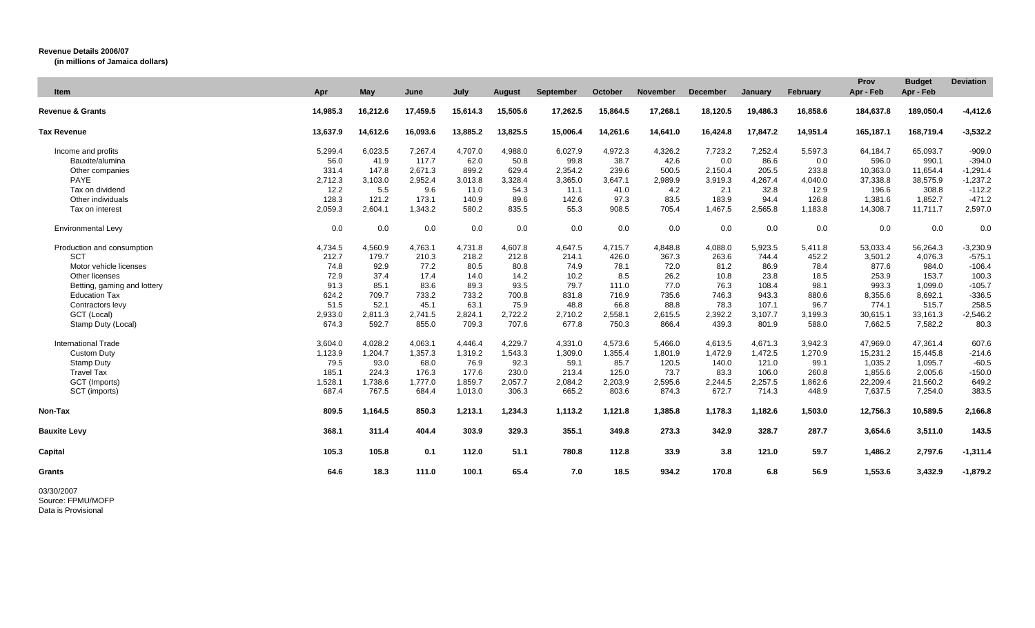**Revenue Details 2006/07**
**(in millions of Jamaica dollars)**

| Item | Apr | May | June | July | August | September | October | November | December | January | February | Prov Apr - Feb | Budget Apr - Feb | Deviation |
|---|---|---|---|---|---|---|---|---|---|---|---|---|---|---|
| **Revenue & Grants** | **14,985.3** | **16,212.6** | **17,459.5** | **15,614.3** | **15,505.6** | **17,262.5** | **15,864.5** | **17,268.1** | **18,120.5** | **19,486.3** | **16,858.6** | **184,637.8** | **189,050.4** | **-4,412.6** |
| **Tax Revenue** | **13,637.9** | **14,612.6** | **16,093.6** | **13,885.2** | **13,825.5** | **15,006.4** | **14,261.6** | **14,641.0** | **16,424.8** | **17,847.2** | **14,951.4** | **165,187.1** | **168,719.4** | **-3,532.2** |
| Income and profits | 5,299.4 | 6,023.5 | 7,267.4 | 4,707.0 | 4,988.0 | 6,027.9 | 4,972.3 | 4,326.2 | 7,723.2 | 7,252.4 | 5,597.3 | 64,184.7 | 65,093.7 | -909.0 |
| Bauxite/alumina | 56.0 | 41.9 | 117.7 | 62.0 | 50.8 | 99.8 | 38.7 | 42.6 | 0.0 | 86.6 | 0.0 | 596.0 | 990.1 | -394.0 |
| Other companies | 331.4 | 147.8 | 2,671.3 | 899.2 | 629.4 | 2,354.2 | 239.6 | 500.5 | 2,150.4 | 205.5 | 233.8 | 10,363.0 | 11,654.4 | -1,291.4 |
| PAYE | 2,712.3 | 3,103.0 | 2,952.4 | 3,013.8 | 3,328.4 | 3,365.0 | 3,647.1 | 2,989.9 | 3,919.3 | 4,267.4 | 4,040.0 | 37,338.8 | 38,575.9 | -1,237.2 |
| Tax on dividend | 12.2 | 5.5 | 9.6 | 11.0 | 54.3 | 11.1 | 41.0 | 4.2 | 2.1 | 32.8 | 12.9 | 196.6 | 308.8 | -112.2 |
| Other individuals | 128.3 | 121.2 | 173.1 | 140.9 | 89.6 | 142.6 | 97.3 | 83.5 | 183.9 | 94.4 | 126.8 | 1,381.6 | 1,852.7 | -471.2 |
| Tax on interest | 2,059.3 | 2,604.1 | 1,343.2 | 580.2 | 835.5 | 55.3 | 908.5 | 705.4 | 1,467.5 | 2,565.8 | 1,183.8 | 14,308.7 | 11,711.7 | 2,597.0 |
| Environmental Levy | 0.0 | 0.0 | 0.0 | 0.0 | 0.0 | 0.0 | 0.0 | 0.0 | 0.0 | 0.0 | 0.0 | 0.0 | 0.0 | 0.0 |
| Production and consumption | 4,734.5 | 4,560.9 | 4,763.1 | 4,731.8 | 4,607.8 | 4,647.5 | 4,715.7 | 4,848.8 | 4,088.0 | 5,923.5 | 5,411.8 | 53,033.4 | 56,264.3 | -3,230.9 |
| SCT | 212.7 | 179.7 | 210.3 | 218.2 | 212.8 | 214.1 | 426.0 | 367.3 | 263.6 | 744.4 | 452.2 | 3,501.2 | 4,076.3 | -575.1 |
| Motor vehicle licenses | 74.8 | 92.9 | 77.2 | 80.5 | 80.8 | 74.9 | 78.1 | 72.0 | 81.2 | 86.9 | 78.4 | 877.6 | 984.0 | -106.4 |
| Other licenses | 72.9 | 37.4 | 17.4 | 14.0 | 14.2 | 10.2 | 8.5 | 26.2 | 10.8 | 23.8 | 18.5 | 253.9 | 153.7 | 100.3 |
| Betting, gaming and lottery | 91.3 | 85.1 | 83.6 | 89.3 | 93.5 | 79.7 | 111.0 | 77.0 | 76.3 | 108.4 | 98.1 | 993.3 | 1,099.0 | -105.7 |
| Education Tax | 624.2 | 709.7 | 733.2 | 733.2 | 700.8 | 831.8 | 716.9 | 735.6 | 746.3 | 943.3 | 880.6 | 8,355.6 | 8,692.1 | -336.5 |
| Contractors levy | 51.5 | 52.1 | 45.1 | 63.1 | 75.9 | 48.8 | 66.8 | 88.8 | 78.3 | 107.1 | 96.7 | 774.1 | 515.7 | 258.5 |
| GCT (Local) | 2,933.0 | 2,811.3 | 2,741.5 | 2,824.1 | 2,722.2 | 2,710.2 | 2,558.1 | 2,615.5 | 2,392.2 | 3,107.7 | 3,199.3 | 30,615.1 | 33,161.3 | -2,546.2 |
| Stamp Duty (Local) | 674.3 | 592.7 | 855.0 | 709.3 | 707.6 | 677.8 | 750.3 | 866.4 | 439.3 | 801.9 | 588.0 | 7,662.5 | 7,582.2 | 80.3 |
| International Trade | 3,604.0 | 4,028.2 | 4,063.1 | 4,446.4 | 4,229.7 | 4,331.0 | 4,573.6 | 5,466.0 | 4,613.5 | 4,671.3 | 3,942.3 | 47,969.0 | 47,361.4 | 607.6 |
| Custom Duty | 1,123.9 | 1,204.7 | 1,357.3 | 1,319.2 | 1,543.3 | 1,309.0 | 1,355.4 | 1,801.9 | 1,472.9 | 1,472.5 | 1,270.9 | 15,231.2 | 15,445.8 | -214.6 |
| Stamp Duty | 79.5 | 93.0 | 68.0 | 76.9 | 92.3 | 59.1 | 85.7 | 120.5 | 140.0 | 121.0 | 99.1 | 1,035.2 | 1,095.7 | -60.5 |
| Travel Tax | 185.1 | 224.3 | 176.3 | 177.6 | 230.0 | 213.4 | 125.0 | 73.7 | 83.3 | 106.0 | 260.8 | 1,855.6 | 2,005.6 | -150.0 |
| GCT (Imports) | 1,528.1 | 1,738.6 | 1,777.0 | 1,859.7 | 2,057.7 | 2,084.2 | 2,203.9 | 2,595.6 | 2,244.5 | 2,257.5 | 1,862.6 | 22,209.4 | 21,560.2 | 649.2 |
| SCT (imports) | 687.4 | 767.5 | 684.4 | 1,013.0 | 306.3 | 665.2 | 803.6 | 874.3 | 672.7 | 714.3 | 448.9 | 7,637.5 | 7,254.0 | 383.5 |
| **Non-Tax** | **809.5** | **1,164.5** | **850.3** | **1,213.1** | **1,234.3** | **1,113.2** | **1,121.8** | **1,385.8** | **1,178.3** | **1,182.6** | **1,503.0** | **12,756.3** | **10,589.5** | **2,166.8** |
| **Bauxite Levy** | **368.1** | **311.4** | **404.4** | **303.9** | **329.3** | **355.1** | **349.8** | **273.3** | **342.9** | **328.7** | **287.7** | **3,654.6** | **3,511.0** | **143.5** |
| **Capital** | **105.3** | **105.8** | **0.1** | **112.0** | **51.1** | **780.8** | **112.8** | **33.9** | **3.8** | **121.0** | **59.7** | **1,486.2** | **2,797.6** | **-1,311.4** |
| **Grants** | **64.6** | **18.3** | **111.0** | **100.1** | **65.4** | **7.0** | **18.5** | **934.2** | **170.8** | **6.8** | **56.9** | **1,553.6** | **3,432.9** | **-1,879.2** |

03/30/2007
Source: FPMU/MOFP
Data is Provisional